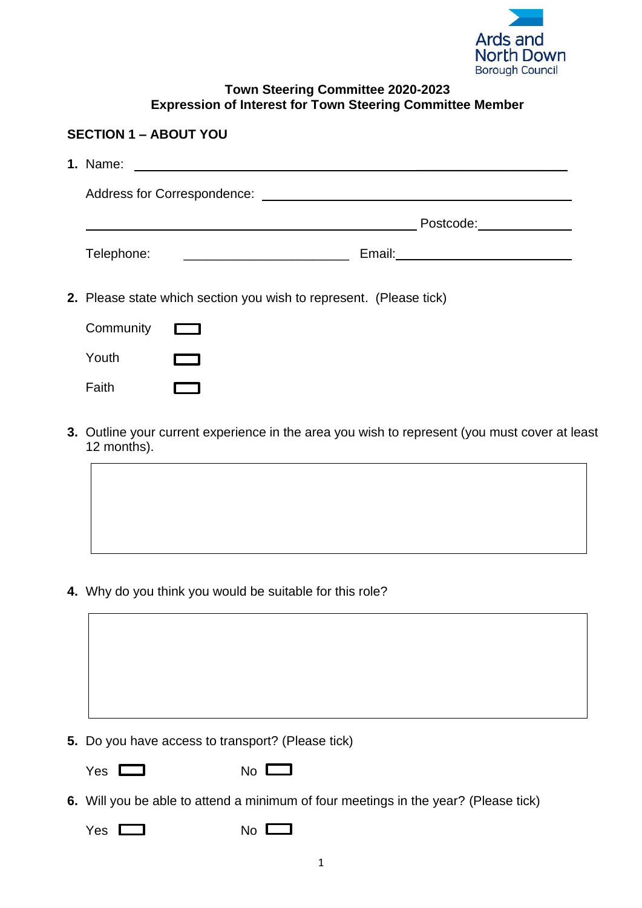Ards and North Down Borough Council

**Town Steering Committee 2020-2023**
**Expression of Interest for Town Steering Committee Member**

## SECTION 1 – ABOUT YOU

**1.** Name: ______________________________

Address for Correspondence: ______________________________

______________________________ Postcode: ____________

Telephone: ______________________ Email: ______________________

**2.** Please state which section you wish to represent. (Please tick)

Community ☐

Youth ☐

Faith ☐

**3.** Outline your current experience in the area you wish to represent (you must cover at least 12 months).

**4.** Why do you think you would be suitable for this role?

**5.** Do you have access to transport? (Please tick)

Yes ☐ No ☐

**6.** Will you be able to attend a minimum of four meetings in the year? (Please tick)

Yes ☐ No ☐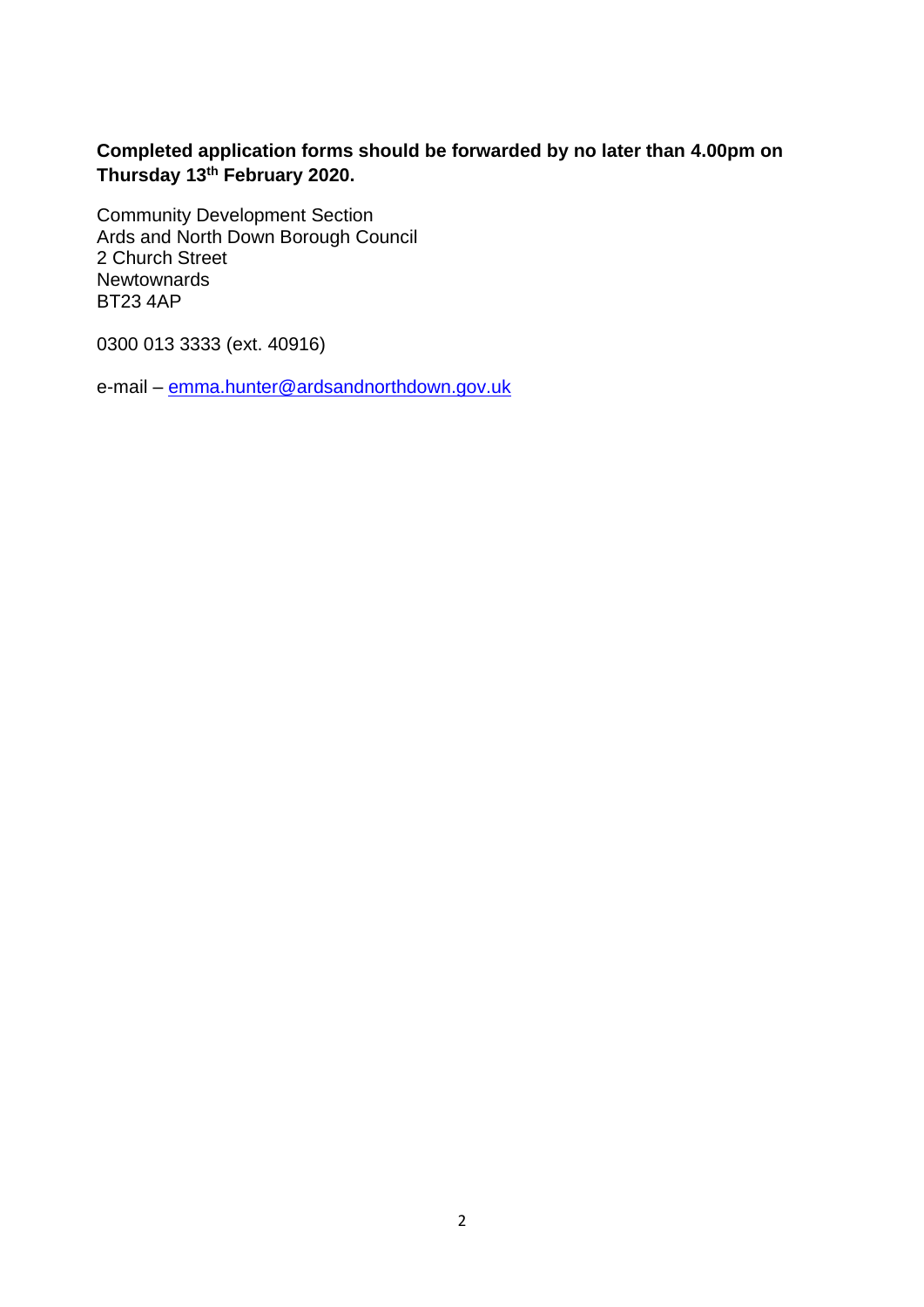**Completed application forms should be forwarded by no later than 4.00pm on Thursday 13th February 2020.**

Community Development Section
Ards and North Down Borough Council
2 Church Street
Newtownards
BT23 4AP

0300 013 3333 (ext. 40916)

e-mail – emma.hunter@ardsandnorthdown.gov.uk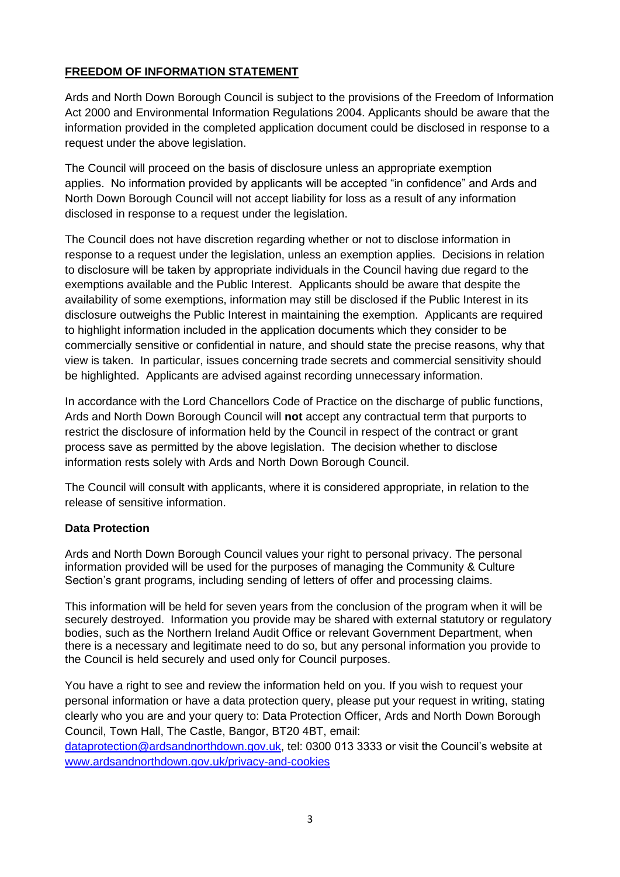## FREEDOM OF INFORMATION STATEMENT

Ards and North Down Borough Council is subject to the provisions of the Freedom of Information Act 2000 and Environmental Information Regulations 2004. Applicants should be aware that the information provided in the completed application document could be disclosed in response to a request under the above legislation.

The Council will proceed on the basis of disclosure unless an appropriate exemption applies. No information provided by applicants will be accepted "in confidence" and Ards and North Down Borough Council will not accept liability for loss as a result of any information disclosed in response to a request under the legislation.

The Council does not have discretion regarding whether or not to disclose information in response to a request under the legislation, unless an exemption applies. Decisions in relation to disclosure will be taken by appropriate individuals in the Council having due regard to the exemptions available and the Public Interest. Applicants should be aware that despite the availability of some exemptions, information may still be disclosed if the Public Interest in its disclosure outweighs the Public Interest in maintaining the exemption. Applicants are required to highlight information included in the application documents which they consider to be commercially sensitive or confidential in nature, and should state the precise reasons, why that view is taken. In particular, issues concerning trade secrets and commercial sensitivity should be highlighted. Applicants are advised against recording unnecessary information.

In accordance with the Lord Chancellors Code of Practice on the discharge of public functions, Ards and North Down Borough Council will **not** accept any contractual term that purports to restrict the disclosure of information held by the Council in respect of the contract or grant process save as permitted by the above legislation. The decision whether to disclose information rests solely with Ards and North Down Borough Council.

The Council will consult with applicants, where it is considered appropriate, in relation to the release of sensitive information.

### Data Protection

Ards and North Down Borough Council values your right to personal privacy. The personal information provided will be used for the purposes of managing the Community & Culture Section's grant programs, including sending of letters of offer and processing claims.

This information will be held for seven years from the conclusion of the program when it will be securely destroyed. Information you provide may be shared with external statutory or regulatory bodies, such as the Northern Ireland Audit Office or relevant Government Department, when there is a necessary and legitimate need to do so, but any personal information you provide to the Council is held securely and used only for Council purposes.

You have a right to see and review the information held on you. If you wish to request your personal information or have a data protection query, please put your request in writing, stating clearly who you are and your query to: Data Protection Officer, Ards and North Down Borough Council, Town Hall, The Castle, Bangor, BT20 4BT, email: dataprotection@ardsandnorthdown.gov.uk, tel: 0300 013 3333 or visit the Council's website at www.ardsandnorthdown.gov.uk/privacy-and-cookies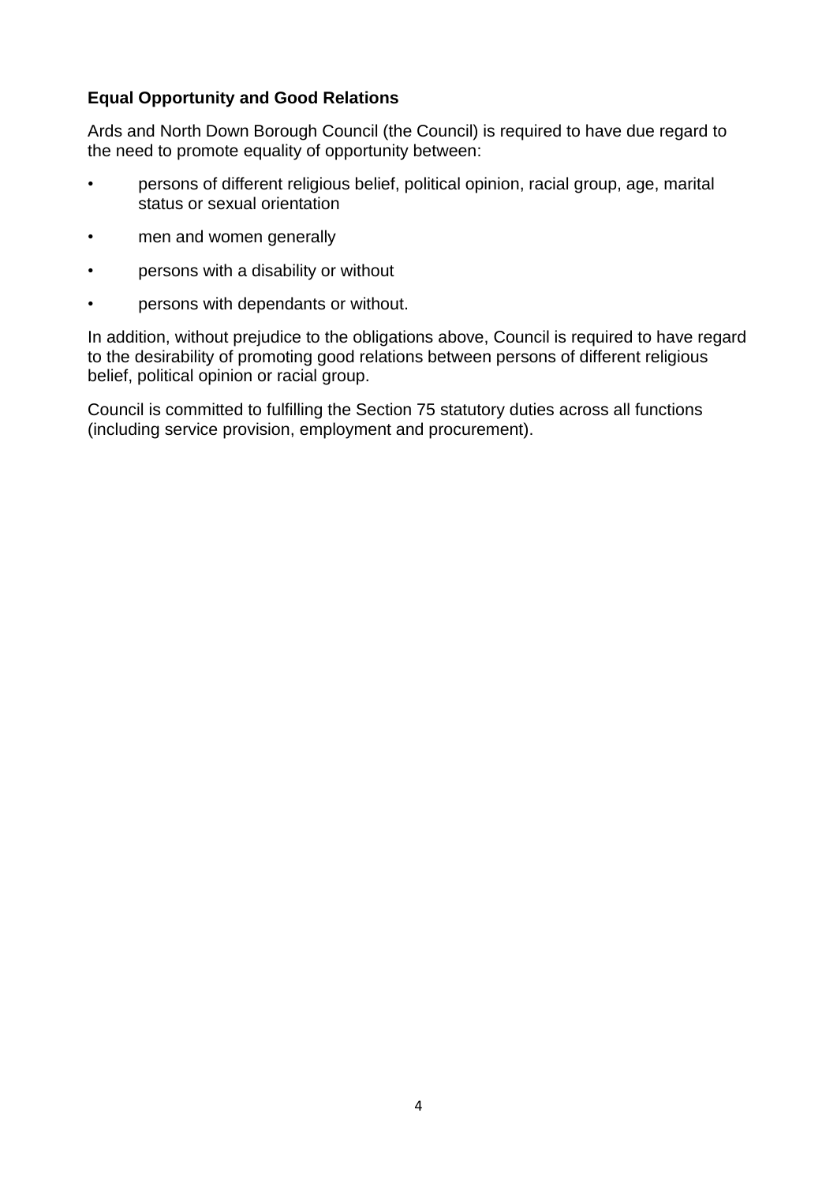**Equal Opportunity and Good Relations**

Ards and North Down Borough Council (the Council) is required to have due regard to the need to promote equality of opportunity between:

- persons of different religious belief, political opinion, racial group, age, marital status or sexual orientation
- men and women generally
- persons with a disability or without
- persons with dependants or without.

In addition, without prejudice to the obligations above, Council is required to have regard to the desirability of promoting good relations between persons of different religious belief, political opinion or racial group.

Council is committed to fulfilling the Section 75 statutory duties across all functions (including service provision, employment and procurement).